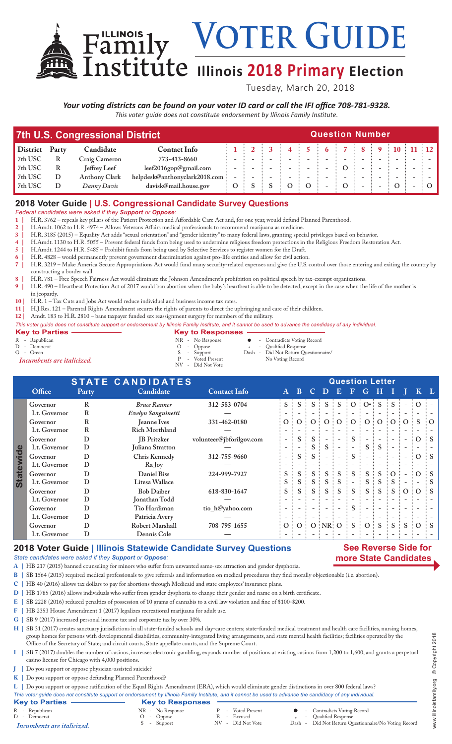# Illinois Family Institute VOTER GUIDE

## Illinois 2018 Primary Election

Tuesday, March 20, 2018

***Your voting districts can be found on your voter ID card or call the IFI office 708-781-9328.***

*This voter guide does not constitute endorsement by Illinois Family Institute.*

## 7th U.S. Congressional District

| District | Party | Candidate | Contact Info | 1 | 2 | 3 | 4 | 5 | 6 | 7 | 8 | 9 | 10 | 11 | 12 |
|---|---|---|---|---|---|---|---|---|---|---|---|---|---|---|---|
| 7th USC | R | Craig Cameron | 773-413-8660 | - | - | - | - | - | - | - | - | - | - | - | - |
| 7th USC | R | Jeffrey Leef | leef2016gop@gmail.com | - | - | - | - | - | - | O | - | - | - | - | - |
| 7th USC | D | Anthony Clark | helpdesk@anthonyclark2018.com | - | - | - | - | - | - | - | - | - | - | - | - |
| 7th USC | D | *Danny Davis* | davisk@mail.house.gov | O | S | S | O | O | - | O | - | - | O | - | O |

## 2018 Voter Guide | U.S. Congressional Candidate Survey Questions

*Federal candidates were asked if they **Support** or **Oppose**:*

1 | H.R. 3762 – repeals key pillars of the Patient Protection and Affordable Care Act and, for one year, would defund Planned Parenthood.
2 | H.Amdt. 1062 to H.R. 4974 – Allows Veterans Affairs medical professionals to recommend marijuana as medicine.
3 | H.R. 3185 (2015) – Equality Act adds "sexual orientation" and "gender identity" to many federal laws, granting special privileges based on behavior.
4 | H.Amdt. 1130 to H.R. 5055 – Prevent federal funds from being used to undermine religious freedom protections in the Religious Freedom Restoration Act.
5 | H.Amdt. 1244 to H.R. 5485 – Prohibit funds from being used by Selective Services to register women for the Draft.
6 | H.R. 4828 – would permanently prevent government discrimination against pro-life entities and allow for civil action.
7 | H.R. 3219 – Make America Secure Appropriations Act would fund many security-related expenses and give the U.S. control over those entering and exiting the country by constructing a border wall.
8 | H.R. 781 – Free Speech Fairness Act would eliminate the Johnson Amendment's prohibition on political speech by tax-exempt organizations.
9 | H.R. 490 – Heartbeat Protection Act of 2017 would ban abortion when the baby's heartbeat is able to be detected, except in the case when the life of the mother is in jeopardy.
10 | H.R. 1 – Tax Cuts and Jobs Act would reduce individual and business income tax rates.
11 | H.J.Res. 121 – Parental Rights Amendment secures the rights of parents to direct the upbringing and care of their children.
12 | Amdt. 183 to H.R. 2810 – bans taxpayer funded sex reassignment surgery for members of the military.

*This voter guide does not constitute support or endorsement by Illinois Family Institute, and it cannot be used to advance the candidacy of any individual.*

**Key to Parties**
- R - Republican
- D - Democrat
- G - Green

*Incumbents are italicized.*

**Key to Responses**
- NR - No Response
- O - Oppose
- S - Support
- P - Voted Present
- NV - Did Not Vote
- ● - Contradicts Voting Record
- * - Qualified Response
- Dash - Did Not Return Questionnaire/No Voting Record

## STATE CANDIDATES

| | Office | Party | Candidate | Contact Info | A | B | C | D | E | F | G | H | I | J | K | L |
|---|---|---|---|---|---|---|---|---|---|---|---|---|---|---|---|---|
| Statewide | Governor | R | *Bruce Rauner* | 312-583-0704 | S | S | S | S | S | O | O• | S | S | - | O | - |
| | Lt. Governor | R | *Evelyn Sanguinetti* | — | - | - | - | - | - | - | - | - | - | - | - | - |
| | Governor | R | Jeanne Ives | 331-462-0180 | O | O | O | O | O | O | O | O | O | O | S | O |
| | Lt. Governor | R | Rich Morthland | — | - | - | - | - | - | - | - | - | - | - | - | - |
| | Governor | D | JB Pritzker | volunteer@jbforilgov.com | - | S | S | - | - | S | - | - | - | - | O | S |
| | Lt. Governor | D | Juliana Stratton | — | - | - | S | S | - | - | S | S | - | - | - | - |
| | Governor | D | Chris Kennedy | 312-755-9660 | - | S | S | - | - | S | - | - | - | - | O | S |
| | Lt. Governor | D | Ra Joy | — | - | - | - | - | - | - | - | - | - | - | - | - |
| | Governor | D | Daniel Biss | 224-999-7927 | S | S | S | S | S | S | S | S | O | - | O | S |
| | Lt. Governor | D | Litesa Wallace | | S | S | S | S | S | - | S | S | S | - | - | S |
| | Governor | D | Bob Daiber | 618-830-1647 | S | S | S | S | S | S | S | S | S | O | O | S |
| | Lt. Governor | D | Jonathan Todd | — | - | - | - | - | - | - | - | - | - | - | - | - |
| | Governor | D | Tio Hardiman | tio_h@yahoo.com | - | - | - | - | - | S | - | - | - | - | - | - |
| | Lt. Governor | D | Patricia Avery | — | - | - | - | - | - | - | - | - | - | - | - | - |
| | Governor | D | Robert Marshall | 708-795-1655 | O | O | O | NR | O | S | O | S | S | S | O | S |
| | Lt. Governor | D | Dennis Cole | — | - | - | - | - | - | - | - | - | - | - | - | - |

## 2018 Voter Guide | Illinois Statewide Candidate Survey Questions

**See Reverse Side for more State Candidates**

*State candidates were asked if they **Support** or **Oppose**:*

A | HB 217 (2015) banned counseling for minors who suffer from unwanted same-sex attraction and gender dysphoria.
B | SB 1564 (2015) required medical professionals to give referrals and information on medical procedures they find morally objectionable (i.e. abortion).
C | HB 40 (2016) allows tax dollars to pay for abortions through Medicaid and state employees' insurance plans.
D | HB 1785 (2016) allows individuals who suffer from gender dysphoria to change their gender and name on a birth certificate.
E | SB 2228 (2016) reduced penalties of possession of 10 grams of cannabis to a civil law violation and fine of $100-$200.
F | HB 2353 House Amendment 1 (2017) legalizes recreational marijuana for adult use.
G | SB 9 (2017) increased personal income tax and corporate tax by over 30%.
H | SB 31 (2017) creates sanctuary jurisdictions in all state-funded schools and day-care centers; state-funded medical treatment and health care facilities, nursing homes, group homes for persons with developmental disabilities, community-integrated living arrangements, and state mental health facilities; facilities operated by the Office of the Secretary of State; and circuit courts, State appellate courts, and the Supreme Court.
I | SB 7 (2017) doubles the number of casinos, increases electronic gambling, expands number of positions at existing casinos from 1,200 to 1,600, and grants a perpetual casino license for Chicago with 4,000 positions.
J | Do you support or oppose physician-assisted suicide?
K | Do you support or oppose defunding Planned Parenthood?
L | Do you support or oppose ratification of the Equal Rights Amendment (ERA), which would eliminate gender distinctions in over 800 federal laws?

*This voter guide does not constitute support or endorsement by Illinois Family Institute, and it cannot be used to advance the candidacy of any individual.*

**Key to Parties**
- R - Republican
- D - Democrat

*Incumbents are italicized.*

**Key to Responses**
- NR - No Response
- O - Oppose
- S - Support
- P - Voted Present
- E - Excused
- NV - Did Not Vote
- ● - Contradicts Voting Record
- * - Qualified Response
- Dash - Did Not Return Questionnaire/No Voting Record

www.illinoisfamily.org © Copyright 2018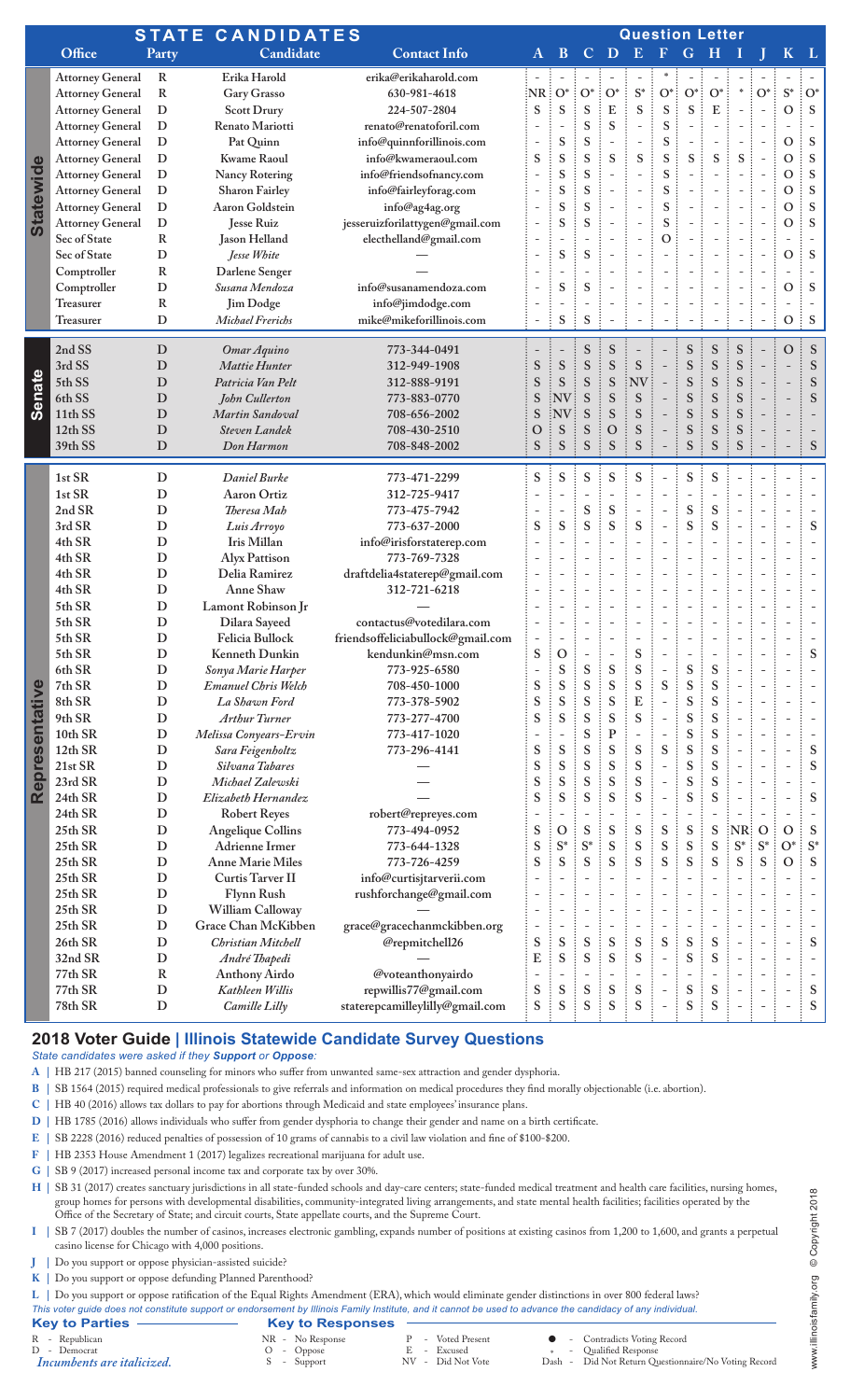| | Office | Party | Candidate | Contact Info | A | B | C | D | E | F | G | H | I | J | K | L |
|---|---|---|---|---|---|---|---|---|---|---|---|---|---|---|---|---|
| **STATE CANDIDATES** | | | | | **Question Letter** | | | | | | | | | | | |
| Statewide | Attorney General | R | Erika Harold | erika@erikaharold.com | - | - | - | - | - | * | - | - | - | - | - | - |
| | Attorney General | R | Gary Grasso | 630-981-4618 | NR | O* | O* | O* | S* | O* | O* | O* | * | O* | S* | O* |
| | Attorney General | D | Scott Drury | 224-507-2804 | S | S | S | E | S | S | S | E | - | - | O | S |
| | Attorney General | D | Renato Mariotti | renato@renatoforil.com | - | - | S | S | - | S | - | - | - | - | - | - |
| | Attorney General | D | Pat Quinn | info@quinnforillinois.com | - | S | S | - | - | S | - | - | - | - | O | S |
| | Attorney General | D | Kwame Raoul | info@kwameraoul.com | S | S | S | S | S | S | S | S | S | - | O | S |
| | Attorney General | D | Nancy Rotering | info@friendsofnancy.com | - | S | S | - | - | S | - | - | - | - | O | S |
| | Attorney General | D | Sharon Fairley | info@fairleyforag.com | - | S | S | - | - | S | - | - | - | - | O | S |
| | Attorney General | D | Aaron Goldstein | info@ag4ag.org | - | S | S | - | - | S | - | - | - | - | O | S |
| | Attorney General | D | Jesse Ruiz | jesseruizforilattygen@gmail.com | - | S | S | - | - | S | - | - | - | - | O | S |
| | Sec of State | R | Jason Helland | electhelland@gmail.com | - | - | - | - | - | O | - | - | - | - | - | - |
| | Sec of State | D | *Jesse White* | — | - | S | S | - | - | - | - | - | - | - | O | S |
| | Comptroller | R | Darlene Senger | | - | - | - | - | - | - | - | - | - | - | - | - |
| | Comptroller | D | *Susana Mendoza* | info@susanamendoza.com | - | S | S | - | - | - | - | - | - | - | O | S |
| | Treasurer | R | Jim Dodge | info@jimdodge.com | - | - | - | - | - | - | - | - | - | - | - | - |
| | Treasurer | D | *Michael Frerichs* | mike@mikeforillinois.com | - | S | S | - | - | - | - | - | - | - | O | S |
| Senate | 2nd SS | D | *Omar Aquino* | 773-344-0491 | - | - | S | S | - | - | S | S | S | - | O | S |
| | 3rd SS | D | *Mattie Hunter* | 312-949-1908 | S | S | S | S | S | - | S | S | S | - | - | S |
| | 5th SS | D | *Patricia Van Pelt* | 312-888-9191 | S | S | S | S | NV | - | S | S | S | - | - | S |
| | 6th SS | D | *John Cullerton* | 773-883-0770 | S | NV | S | S | S | - | S | S | S | - | - | S |
| | 11th SS | D | *Martin Sandoval* | 708-656-2002 | S | NV | S | S | S | - | S | S | S | - | - | - |
| | 12th SS | D | *Steven Landek* | 708-430-2510 | O | S | S | O | S | - | S | S | S | - | - | - |
| | 39th SS | D | *Don Harmon* | 708-848-2002 | S | S | S | S | S | - | S | S | S | - | - | S |
| Representative | 1st SR | D | *Daniel Burke* | 773-471-2299 | S | S | S | S | S | - | S | S | - | - | - | - |
| | 1st SR | D | Aaron Ortiz | 312-725-9417 | - | - | - | - | - | - | - | - | - | - | - | - |
| | 2nd SR | D | *Theresa Mah* | 773-475-7942 | - | - | S | S | - | - | S | S | - | - | - | - |
| | 3rd SR | D | *Luis Arroyo* | 773-637-2000 | S | S | S | S | S | - | S | S | - | - | - | S |
| | 4th SR | D | Iris Millan | info@irisforstaterep.com | - | - | - | - | - | - | - | - | - | - | - | - |
| | 4th SR | D | Alyx Pattison | 773-769-7328 | - | - | - | - | - | - | - | - | - | - | - | - |
| | 4th SR | D | Delia Ramirez | draftdelia4staterep@gmail.com | - | - | - | - | - | - | - | - | - | - | - | - |
| | 4th SR | D | Anne Shaw | 312-721-6218 | - | - | - | - | - | - | - | - | - | - | - | - |
| | 5th SR | D | Lamont Robinson Jr | — | - | - | - | - | - | - | - | - | - | - | - | - |
| | 5th SR | D | Dilara Sayeed | contactus@votedilara.com | - | - | - | - | - | - | - | - | - | - | - | - |
| | 5th SR | D | Felicia Bullock | friendsoffeliciabullock@gmail.com | - | - | - | - | - | - | - | - | - | - | - | - |
| | 5th SR | D | Kenneth Dunkin | kendunkin@msn.com | S | O | - | - | S | - | - | - | - | - | - | S |
| | 6th SR | D | *Sonya Marie Harper* | 773-925-6580 | - | S | S | S | S | - | S | S | - | - | - | - |
| | 7th SR | D | *Emanuel Chris Welch* | 708-450-1000 | S | S | S | S | S | S | S | S | - | - | - | - |
| | 8th SR | D | *La Shawn Ford* | 773-378-5902 | S | S | S | S | E | - | S | S | - | - | - | - |
| | 9th SR | D | *Arthur Turner* | 773-277-4700 | S | S | S | S | S | - | S | S | - | - | - | - |
| | 10th SR | D | *Melissa Conyears-Ervin* | 773-417-1020 | - | - | S | P | - | - | S | S | - | - | - | - |
| | 12th SR | D | *Sara Feigenholtz* | 773-296-4141 | S | S | S | S | S | S | S | S | - | - | - | S |
| | 21st SR | D | *Silvana Tabares* | — | S | S | S | S | S | - | S | S | - | - | - | S |
| | 23rd SR | D | *Michael Zalewski* | — | S | S | S | S | S | - | S | S | - | - | - | - |
| | 24th SR | D | *Elizabeth Hernandez* | — | S | S | S | S | S | - | S | S | - | - | - | S |
| | 24th SR | D | Robert Reyes | robert@repreyes.com | - | - | - | - | - | - | - | - | - | - | - | - |
| | 25th SR | D | Angelique Collins | 773-494-0952 | S | O | S | S | S | S | S | S | NR | O | O | S |
| | 25th SR | D | Adrienne Irmer | 773-644-1328 | S | S* | S* | S | S | S | S | S | S* | S* | O* | S* |
| | 25th SR | D | Anne Marie Miles | 773-726-4259 | S | S | S | S | S | S | S | S | S | S | O | S |
| | 25th SR | D | Curtis Tarver II | info@curtisjtarverii.com | - | - | - | - | - | - | - | - | - | - | - | - |
| | 25th SR | D | Flynn Rush | rushforchange@gmail.com | - | - | - | - | - | - | - | - | - | - | - | - |
| | 25th SR | D | William Calloway | — | - | - | - | - | - | - | - | - | - | - | - | - |
| | 25th SR | D | Grace Chan McKibben | grace@gracechanmckibben.org | - | - | - | - | - | - | - | - | - | - | - | - |
| | 26th SR | D | *Christian Mitchell* | @repmitchell26 | S | S | S | S | S | S | S | S | - | - | - | S |
| | 32nd SR | D | *André Thapedi* | — | E | S | S | S | S | - | S | S | - | - | - | - |
| | 77th SR | R | Anthony Airdo | @voteanthonyairdo | - | - | - | - | - | - | - | - | - | - | - | - |
| | 77th SR | D | *Kathleen Willis* | repwillis77@gmail.com | S | S | S | S | S | - | S | S | - | - | - | S |
| | 78th SR | D | *Camille Lilly* | staterepcamilleylilly@gmail.com | S | S | S | S | S | - | S | S | - | - | - | S |

## 2018 Voter Guide | Illinois Statewide Candidate Survey Questions

*State candidates were asked if they **Support** or **Oppose**:*

**A** | HB 217 (2015) banned counseling for minors who suffer from unwanted same-sex attraction and gender dysphoria.

**B** | SB 1564 (2015) required medical professionals to give referrals and information on medical procedures they find morally objectionable (i.e. abortion).

**C** | HB 40 (2016) allows tax dollars to pay for abortions through Medicaid and state employees' insurance plans.

**D** | HB 1785 (2016) allows individuals who suffer from gender dysphoria to change their gender and name on a birth certificate.

**E** | SB 2228 (2016) reduced penalties of possession of 10 grams of cannabis to a civil law violation and fine of $100-$200.

**F** | HB 2353 House Amendment 1 (2017) legalizes recreational marijuana for adult use.

**G** | SB 9 (2017) increased personal income tax and corporate tax by over 30%.

**H** | SB 31 (2017) creates sanctuary jurisdictions in all state-funded schools and day-care centers; state-funded medical treatment and health care facilities, nursing homes, group homes for persons with developmental disabilities, community-integrated living arrangements, and state mental health facilities; facilities operated by the Office of the Secretary of State; and circuit courts, State appellate courts, and the Supreme Court.

**I** | SB 7 (2017) doubles the number of casinos, increases electronic gambling, expands number of positions at existing casinos from 1,200 to 1,600, and grants a perpetual casino license for Chicago with 4,000 positions.

**J** | Do you support or oppose physician-assisted suicide?

**K** | Do you support or oppose defunding Planned Parenthood?

**L** | Do you support or oppose ratification of the Equal Rights Amendment (ERA), which would eliminate gender distinctions in over 800 federal laws?

*This voter guide does not constitute support or endorsement by Illinois Family Institute, and it cannot be used to advance the candidacy of any individual.*

**Key to Parties**

R - Republican
D - Democrat
*Incumbents are italicized.*

**Key to Responses**

NR - No Response
O - Oppose
S - Support
P - Voted Present
E - Excused
NV - Did Not Vote
● - Contradicts Voting Record
\* - Qualified Response
Dash - Did Not Return Questionnaire/No Voting Record

www.illinoisfamily.org © Copyright 2018